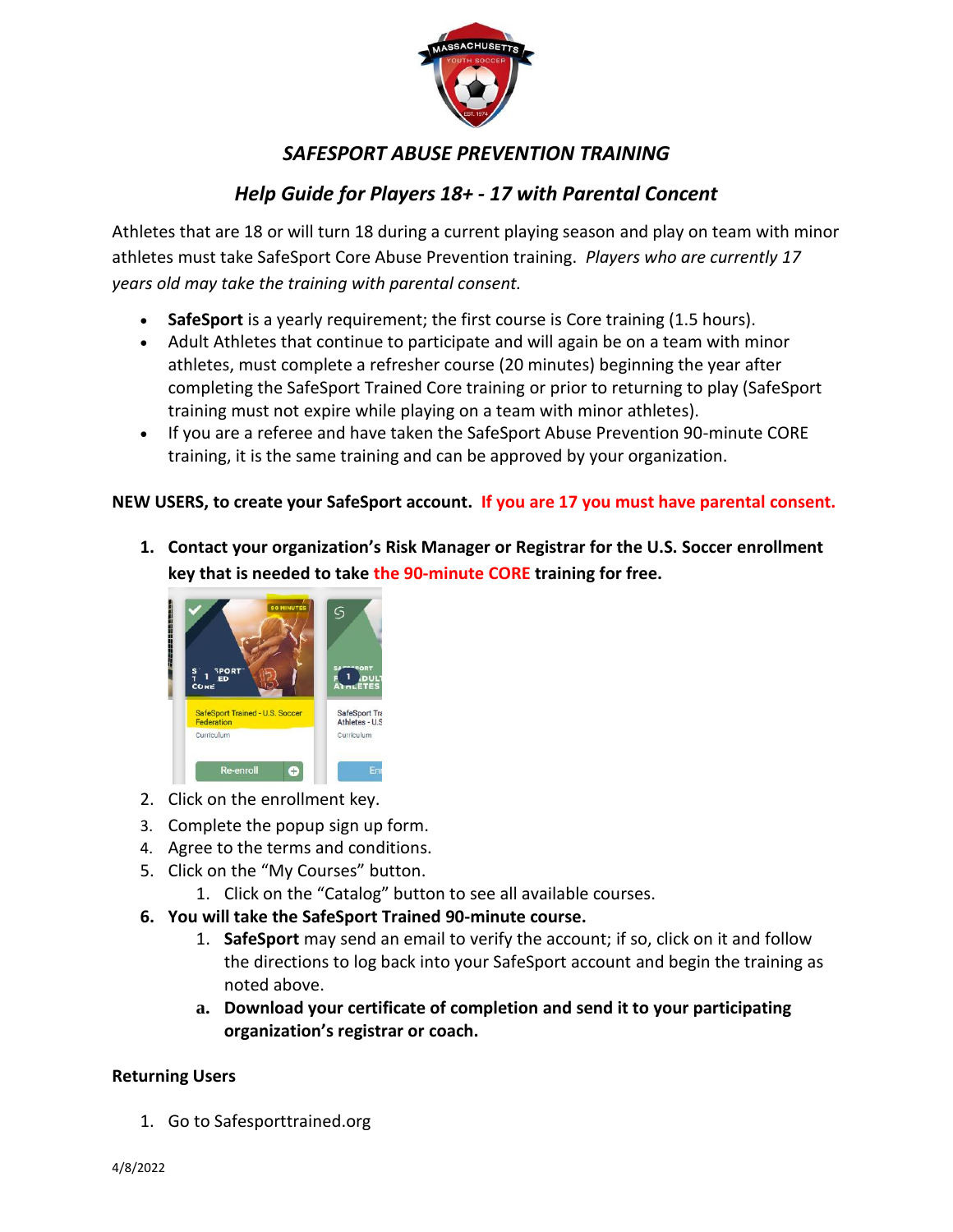# *SAFESPORT ABUSE PREVENTION TRAINING*

## *Help Guide for Players 18+ - 17 with Parental Concent*

Athletes that are 18 or will turn 18 during a current playing season and play on team with minor athletes must take SafeSport Core Abuse Prevention training. *Players who are currently 17 years old may take the training with parental consent.*

- **SafeSport** is a yearly requirement; the first course is Core training (1.5 hours).
- Adult Athletes that continue to participate and will again be on a team with minor athletes, must complete a refresher course (20 minutes) beginning the year after completing the SafeSport Trained Core training or prior to returning to play (SafeSport training must not expire while playing on a team with minor athletes).
- If you are a referee and have taken the SafeSport Abuse Prevention 90-minute CORE training, it is the same training and can be approved by your organization.

**NEW USERS, to create your SafeSport account. If you are 17 you must have parental consent.**

1. **Contact your organization's Risk Manager or Registrar for the U.S. Soccer enrollment key that is needed to take the 90-minute CORE training for free.**
2. Click on the enrollment key.
3. Complete the popup sign up form.
4. Agree to the terms and conditions.
5. Click on the "My Courses" button.
   1. Click on the "Catalog" button to see all available courses.
6. **You will take the SafeSport Trained 90-minute course.**
   1. **SafeSport** may send an email to verify the account; if so, click on it and follow the directions to log back into your SafeSport account and begin the training as noted above.
   
   a. **Download your certificate of completion and send it to your participating organization's registrar or coach.**

**Returning Users**

1. Go to Safesporttrained.org

4/8/2022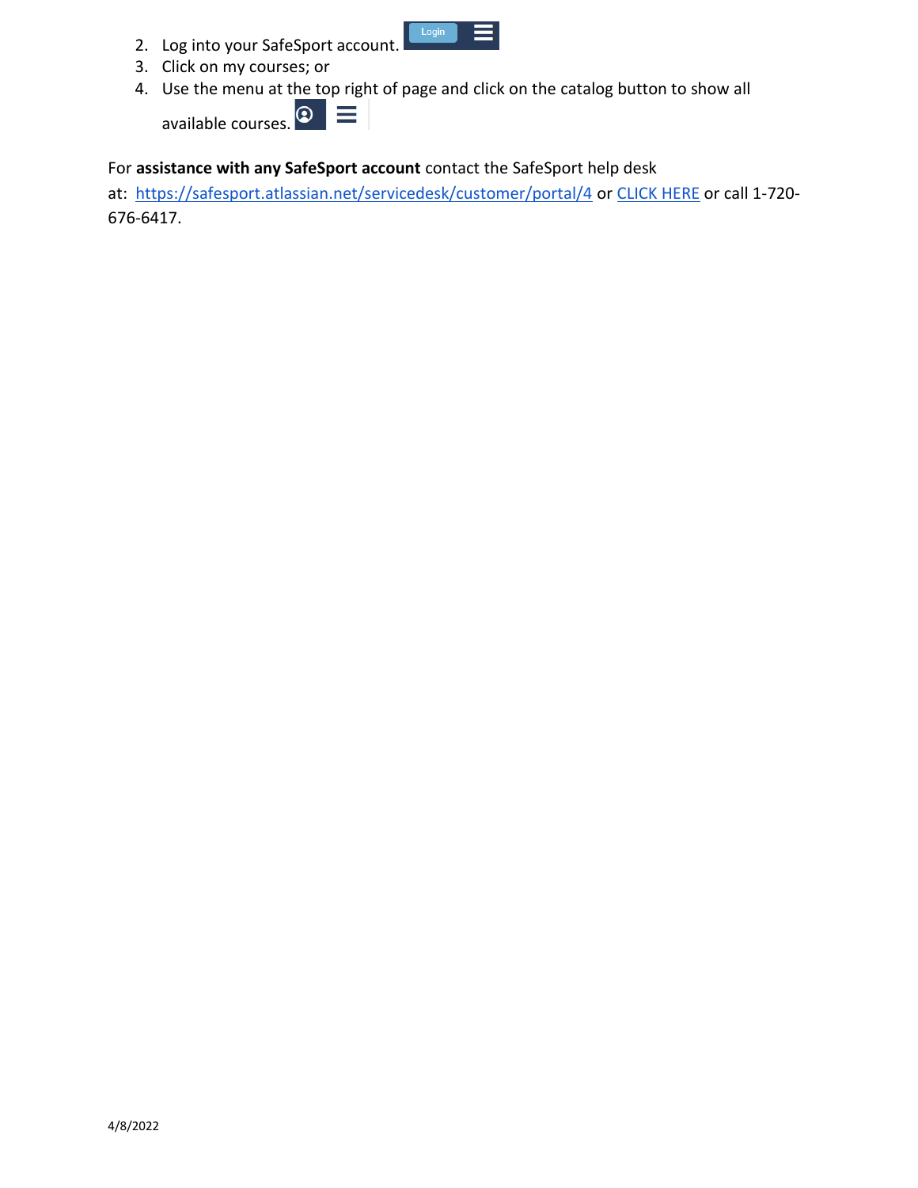2. Log into your SafeSport account.
3. Click on my courses; or
4. Use the menu at the top right of page and click on the catalog button to show all available courses.

For **assistance with any SafeSport account** contact the SafeSport help desk at: [https://safesport.atlassian.net/servicedesk/customer/portal/4](https://safesport.atlassian.net/servicedesk/customer/portal/4) or CLICK HERE or call 1-720-676-6417.

4/8/2022